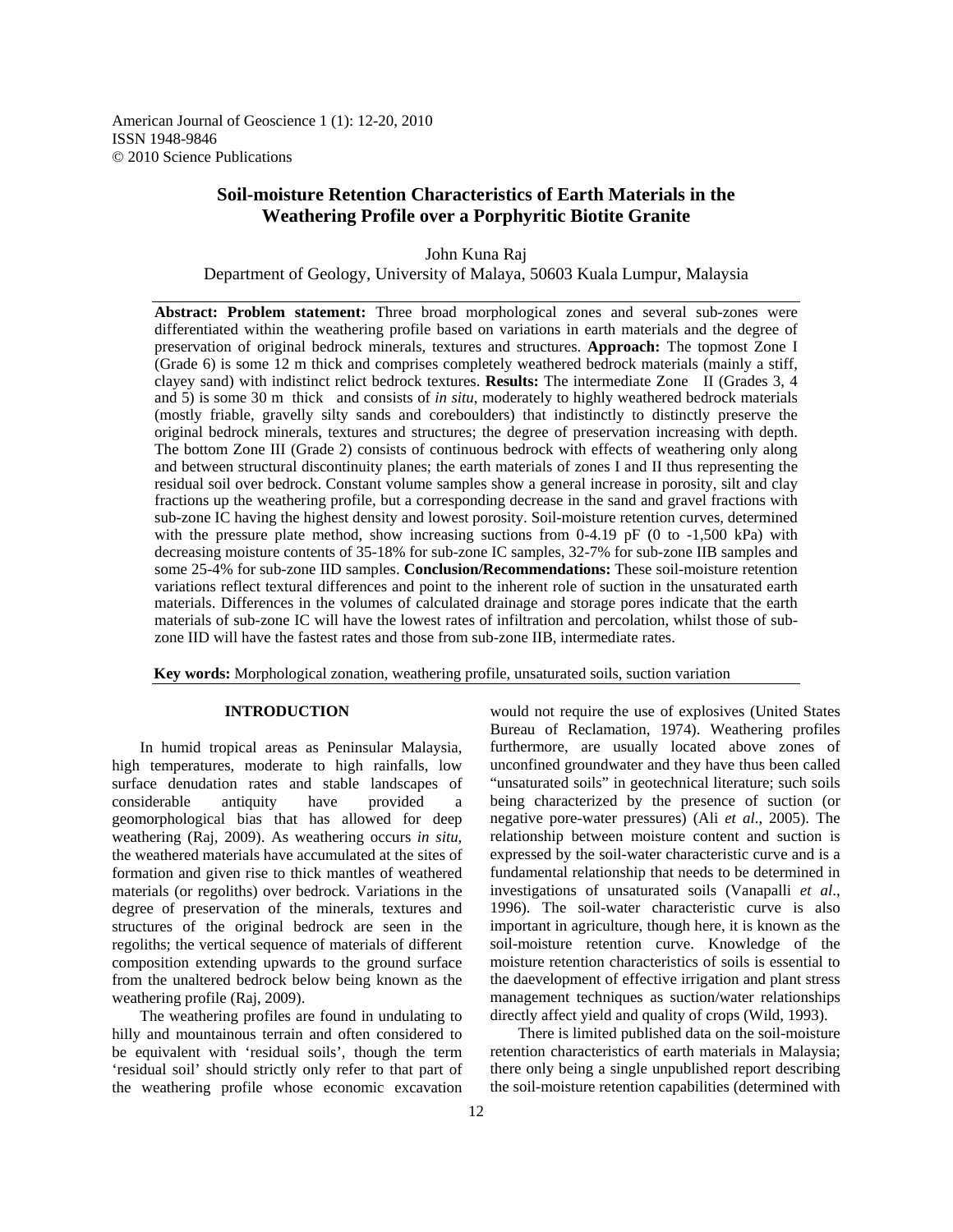# Soil-moisture Retention Characteristics of Earth Materials in the Weathering Profile over a Porphyritic Biotite Granite

John Kuna Raj

Department of Geology, University of Malaya, 50603 Kuala Lumpur, Malaysia

**Abstract: Problem statement:** Three broad morphological zones and several sub-zones were differentiated within the weathering profile based on variations in earth materials and the degree of preservation of original bedrock minerals, textures and structures. **Approach:** The topmost Zone I (Grade 6) is some 12 m thick and comprises completely weathered bedrock materials (mainly a stiff, clayey sand) with indistinct relict bedrock textures. **Results:** The intermediate Zone II (Grades 3, 4 and 5) is some 30 m thick and consists of *in situ*, moderately to highly weathered bedrock materials (mostly friable, gravelly silty sands and coreboulders) that indistinctly to distinctly preserve the original bedrock minerals, textures and structures; the degree of preservation increasing with depth. The bottom Zone III (Grade 2) consists of continuous bedrock with effects of weathering only along and between structural discontinuity planes; the earth materials of zones I and II thus representing the residual soil over bedrock. Constant volume samples show a general increase in porosity, silt and clay fractions up the weathering profile, but a corresponding decrease in the sand and gravel fractions with sub-zone IC having the highest density and lowest porosity. Soil-moisture retention curves, determined with the pressure plate method, show increasing suctions from 0-4.19 pF (0 to -1,500 kPa) with decreasing moisture contents of 35-18% for sub-zone IC samples, 32-7% for sub-zone IIB samples and some 25-4% for sub-zone IID samples. **Conclusion/Recommendations:** These soil-moisture retention variations reflect textural differences and point to the inherent role of suction in the unsaturated earth materials. Differences in the volumes of calculated drainage and storage pores indicate that the earth materials of sub-zone IC will have the lowest rates of infiltration and percolation, whilst those of sub-zone IID will have the fastest rates and those from sub-zone IIB, intermediate rates.

**Key words:** Morphological zonation, weathering profile, unsaturated soils, suction variation

## INTRODUCTION

In humid tropical areas as Peninsular Malaysia, high temperatures, moderate to high rainfalls, low surface denudation rates and stable landscapes of considerable antiquity have provided a geomorphological bias that has allowed for deep weathering (Raj, 2009). As weathering occurs *in situ*, the weathered materials have accumulated at the sites of formation and given rise to thick mantles of weathered materials (or regoliths) over bedrock. Variations in the degree of preservation of the minerals, textures and structures of the original bedrock are seen in the regoliths; the vertical sequence of materials of different composition extending upwards to the ground surface from the unaltered bedrock below being known as the weathering profile (Raj, 2009).

The weathering profiles are found in undulating to hilly and mountainous terrain and often considered to be equivalent with 'residual soils', though the term 'residual soil' should strictly only refer to that part of the weathering profile whose economic excavation would not require the use of explosives (United States Bureau of Reclamation, 1974). Weathering profiles furthermore, are usually located above zones of unconfined groundwater and they have thus been called "unsaturated soils" in geotechnical literature; such soils being characterized by the presence of suction (or negative pore-water pressures) (Ali *et al*., 2005). The relationship between moisture content and suction is expressed by the soil-water characteristic curve and is a fundamental relationship that needs to be determined in investigations of unsaturated soils (Vanapalli *et al*., 1996). The soil-water characteristic curve is also important in agriculture, though here, it is known as the soil-moisture retention curve. Knowledge of the moisture retention characteristics of soils is essential to the daevelopment of effective irrigation and plant stress management techniques as suction/water relationships directly affect yield and quality of crops (Wild, 1993).

There is limited published data on the soil-moisture retention characteristics of earth materials in Malaysia; there only being a single unpublished report describing the soil-moisture retention capabilities (determined with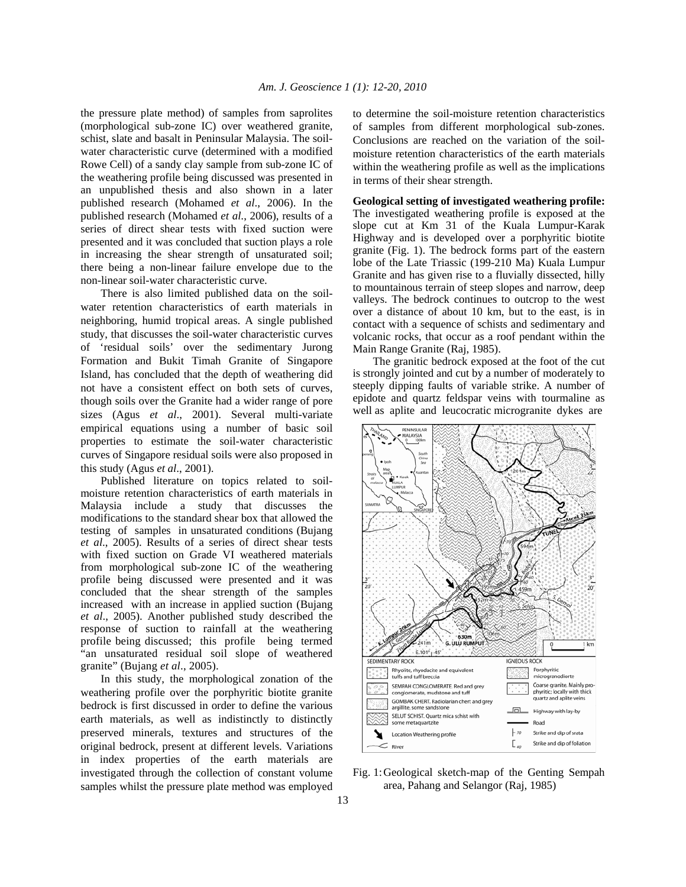the pressure plate method) of samples from saprolites (morphological sub-zone IC) over weathered granite, schist, slate and basalt in Peninsular Malaysia. The soil-water characteristic curve (determined with a modified Rowe Cell) of a sandy clay sample from sub-zone IC of the weathering profile being discussed was presented in an unpublished thesis and also shown in a later published research (Mohamed *et al*., 2006). In the published research (Mohamed *et al*., 2006), results of a series of direct shear tests with fixed suction were presented and it was concluded that suction plays a role in increasing the shear strength of unsaturated soil; there being a non-linear failure envelope due to the non-linear soil-water characteristic curve.

There is also limited published data on the soil-water retention characteristics of earth materials in neighboring, humid tropical areas. A single published study, that discusses the soil-water characteristic curves of 'residual soils' over the sedimentary Jurong Formation and Bukit Timah Granite of Singapore Island, has concluded that the depth of weathering did not have a consistent effect on both sets of curves, though soils over the Granite had a wider range of pore sizes (Agus *et al*., 2001). Several multi-variate empirical equations using a number of basic soil properties to estimate the soil-water characteristic curves of Singapore residual soils were also proposed in this study (Agus *et al*., 2001).

Published literature on topics related to soil-moisture retention characteristics of earth materials in Malaysia include a study that discusses the modifications to the standard shear box that allowed the testing of samples in unsaturated conditions (Bujang *et al*., 2005). Results of a series of direct shear tests with fixed suction on Grade VI weathered materials from morphological sub-zone IC of the weathering profile being discussed were presented and it was concluded that the shear strength of the samples increased with an increase in applied suction (Bujang *et al*., 2005). Another published study described the response of suction to rainfall at the weathering profile being discussed; this profile being termed "an unsaturated residual soil slope of weathered granite" (Bujang *et al*., 2005).

In this study, the morphological zonation of the weathering profile over the porphyritic biotite granite bedrock is first discussed in order to define the various earth materials, as well as indistinctly to distinctly preserved minerals, textures and structures of the original bedrock, present at different levels. Variations in index properties of the earth materials are investigated through the collection of constant volume samples whilst the pressure plate method was employed to determine the soil-moisture retention characteristics of samples from different morphological sub-zones. Conclusions are reached on the variation of the soil-moisture retention characteristics of the earth materials within the weathering profile as well as the implications in terms of their shear strength.

**Geological setting of investigated weathering profile:** The investigated weathering profile is exposed at the slope cut at Km 31 of the Kuala Lumpur-Karak Highway and is developed over a porphyritic biotite granite (Fig. 1). The bedrock forms part of the eastern lobe of the Late Triassic (199-210 Ma) Kuala Lumpur Granite and has given rise to a fluvially dissected, hilly to mountainous terrain of steep slopes and narrow, deep valleys. The bedrock continues to outcrop to the west over a distance of about 10 km, but to the east, is in contact with a sequence of schists and sedimentary and volcanic rocks, that occur as a roof pendant within the Main Range Granite (Raj, 1985).

The granitic bedrock exposed at the foot of the cut is strongly jointed and cut by a number of moderately to steeply dipping faults of variable strike. A number of epidote and quartz feldspar veins with tourmaline as well as aplite and leucocratic microgranite dykes are

Fig. 1: Geological sketch-map of the Genting Sempah area, Pahang and Selangor (Raj, 1985)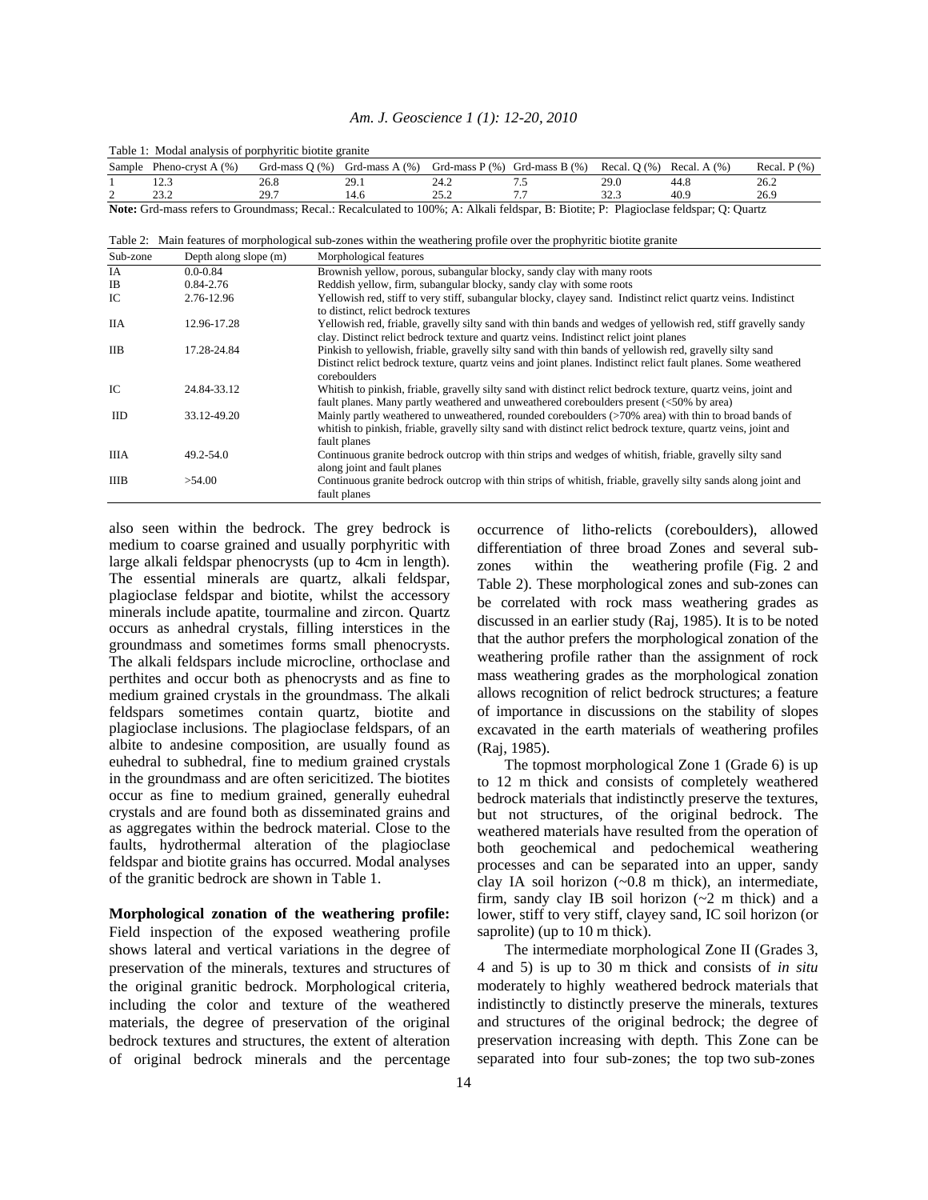Table 1: Modal analysis of porphyritic biotite granite

| Sample | Pheno-cryst A (%) | Grd-mass Q (%) | Grd-mass A (%) | Grd-mass P (%) | Grd-mass B (%) | Recal. Q (%) | Recal. A (%) | Recal. P (%) |
|---|---|---|---|---|---|---|---|---|
| 1 | 12.3 | 26.8 | 29.1 | 24.2 | 7.5 | 29.0 | 44.8 | 26.2 |
| 2 | 23.2 | 29.7 | 14.6 | 25.2 | 7.7 | 32.3 | 40.9 | 26.9 |

**Note:** Grd-mass refers to Groundmass; Recal.: Recalculated to 100%; A: Alkali feldspar, B: Biotite; P: Plagioclase feldspar; Q: Quartz

Table 2: Main features of morphological sub-zones within the weathering profile over the prophyritic biotite granite

| Sub-zone | Depth along slope (m) | Morphological features |
|---|---|---|
| IA | 0.0-0.84 | Brownish yellow, porous, subangular blocky, sandy clay with many roots |
| IB | 0.84-2.76 | Reddish yellow, firm, subangular blocky, sandy clay with some roots |
| IC | 2.76-12.96 | Yellowish red, stiff to very stiff, subangular blocky, clayey sand. Indistinct relict quartz veins. Indistinct to distinct, relict bedrock textures |
| IIA | 12.96-17.28 | Yellowish red, friable, gravelly silty sand with thin bands and wedges of yellowish red, stiff gravelly sandy clay. Distinct relict bedrock texture and quartz veins. Indistinct relict joint planes |
| IIB | 17.28-24.84 | Pinkish to yellowish, friable, gravelly silty sand with thin bands of yellowish red, gravelly silty sand Distinct relict bedrock texture, quartz veins and joint planes. Indistinct relict fault planes. Some weathered coreboulders |
| IC | 24.84-33.12 | Whitish to pinkish, friable, gravelly silty sand with distinct relict bedrock texture, quartz veins, joint and fault planes. Many partly weathered and unweathered coreboulders present (<50% by area) |
| IID | 33.12-49.20 | Mainly partly weathered to unweathered, rounded coreboulders (>70% area) with thin to broad bands of whitish to pinkish, friable, gravelly silty sand with distinct relict bedrock texture, quartz veins, joint and fault planes |
| IIIA | 49.2-54.0 | Continuous granite bedrock outcrop with thin strips and wedges of whitish, friable, gravelly silty sand along joint and fault planes |
| IIIB | >54.00 | Continuous granite bedrock outcrop with thin strips of whitish, friable, gravelly silty sands along joint and fault planes |

also seen within the bedrock. The grey bedrock is medium to coarse grained and usually porphyritic with large alkali feldspar phenocrysts (up to 4cm in length). The essential minerals are quartz, alkali feldspar, plagioclase feldspar and biotite, whilst the accessory minerals include apatite, tourmaline and zircon. Quartz occurs as anhedral crystals, filling interstices in the groundmass and sometimes forms small phenocrysts. The alkali feldspars include microcline, orthoclase and perthites and occur both as phenocrysts and as fine to medium grained crystals in the groundmass. The alkali feldspars sometimes contain quartz, biotite and plagioclase inclusions. The plagioclase feldspars, of an albite to andesine composition, are usually found as euhedral to subhedral, fine to medium grained crystals in the groundmass and are often sericitized. The biotites occur as fine to medium grained, generally euhedral crystals and are found both as disseminated grains and as aggregates within the bedrock material. Close to the faults, hydrothermal alteration of the plagioclase feldspar and biotite grains has occurred. Modal analyses of the granitic bedrock are shown in Table 1.

**Morphological zonation of the weathering profile:** Field inspection of the exposed weathering profile shows lateral and vertical variations in the degree of preservation of the minerals, textures and structures of the original granitic bedrock. Morphological criteria, including the color and texture of the weathered materials, the degree of preservation of the original bedrock textures and structures, the extent of alteration of original bedrock minerals and the percentage occurrence of litho-relicts (coreboulders), allowed differentiation of three broad Zones and several sub-zones within the weathering profile (Fig. 2 and Table 2). These morphological zones and sub-zones can be correlated with rock mass weathering grades as discussed in an earlier study (Raj, 1985). It is to be noted that the author prefers the morphological zonation of the weathering profile rather than the assignment of rock mass weathering grades as the morphological zonation allows recognition of relict bedrock structures; a feature of importance in discussions on the stability of slopes excavated in the earth materials of weathering profiles (Raj, 1985).

The topmost morphological Zone 1 (Grade 6) is up to 12 m thick and consists of completely weathered bedrock materials that indistinctly preserve the textures, but not structures, of the original bedrock. The weathered materials have resulted from the operation of both geochemical and pedochemical weathering processes and can be separated into an upper, sandy clay IA soil horizon (~0.8 m thick), an intermediate, firm, sandy clay IB soil horizon (~2 m thick) and a lower, stiff to very stiff, clayey sand, IC soil horizon (or saprolite) (up to 10 m thick).

The intermediate morphological Zone II (Grades 3, 4 and 5) is up to 30 m thick and consists of *in situ* moderately to highly weathered bedrock materials that indistinctly to distinctly preserve the minerals, textures and structures of the original bedrock; the degree of preservation increasing with depth. This Zone can be separated into four sub-zones; the top two sub-zones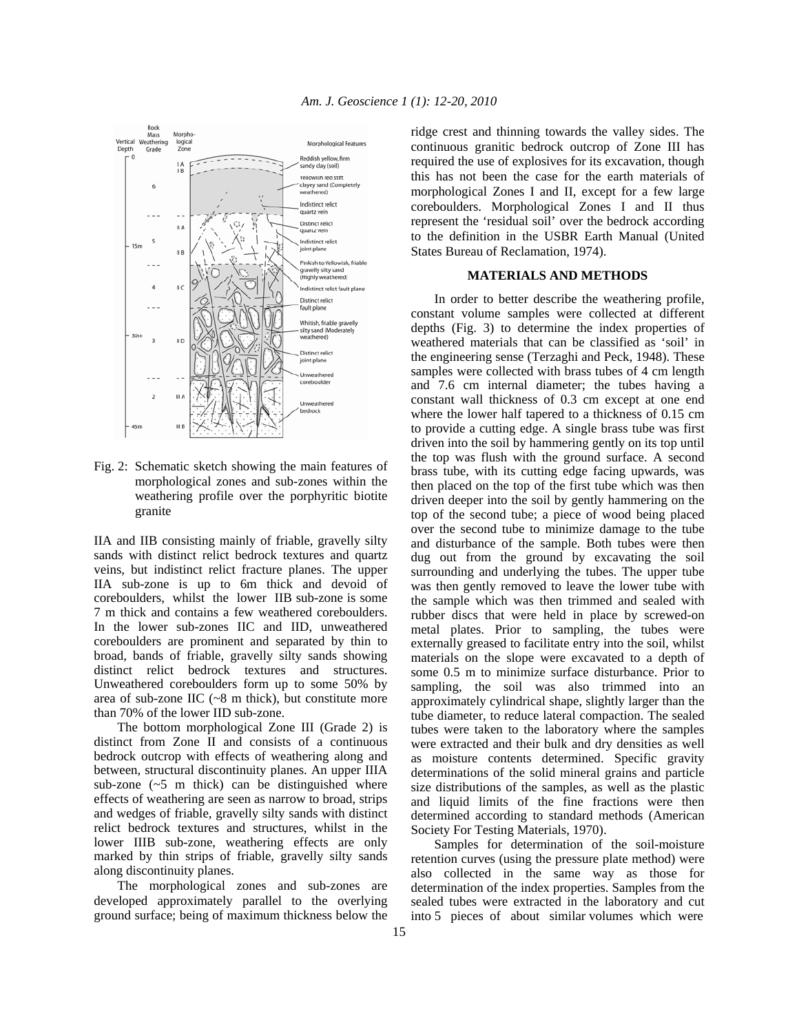Fig. 2: Schematic sketch showing the main features of morphological zones and sub-zones within the weathering profile over the porphyritic biotite granite

IIA and IIB consisting mainly of friable, gravelly silty sands with distinct relict bedrock textures and quartz veins, but indistinct relict fracture planes. The upper IIA sub-zone is up to 6m thick and devoid of coreboulders, whilst the lower IIB sub-zone is some 7 m thick and contains a few weathered coreboulders. In the lower sub-zones IIC and IID, unweathered coreboulders are prominent and separated by thin to broad, bands of friable, gravelly silty sands showing distinct relict bedrock textures and structures. Unweathered coreboulders form up to some 50% by area of sub-zone IIC (~8 m thick), but constitute more than 70% of the lower IID sub-zone.

The bottom morphological Zone III (Grade 2) is distinct from Zone II and consists of a continuous bedrock outcrop with effects of weathering along and between, structural discontinuity planes. An upper IIIA sub-zone (~5 m thick) can be distinguished where effects of weathering are seen as narrow to broad, strips and wedges of friable, gravelly silty sands with distinct relict bedrock textures and structures, whilst in the lower IIIB sub-zone, weathering effects are only marked by thin strips of friable, gravelly silty sands along discontinuity planes.

The morphological zones and sub-zones are developed approximately parallel to the overlying ground surface; being of maximum thickness below the ridge crest and thinning towards the valley sides. The continuous granitic bedrock outcrop of Zone III has required the use of explosives for its excavation, though this has not been the case for the earth materials of morphological Zones I and II, except for a few large coreboulders. Morphological Zones I and II thus represent the 'residual soil' over the bedrock according to the definition in the USBR Earth Manual (United States Bureau of Reclamation, 1974).

## MATERIALS AND METHODS

In order to better describe the weathering profile, constant volume samples were collected at different depths (Fig. 3) to determine the index properties of weathered materials that can be classified as 'soil' in the engineering sense (Terzaghi and Peck, 1948). These samples were collected with brass tubes of 4 cm length and 7.6 cm internal diameter; the tubes having a constant wall thickness of 0.3 cm except at one end where the lower half tapered to a thickness of 0.15 cm to provide a cutting edge. A single brass tube was first driven into the soil by hammering gently on its top until the top was flush with the ground surface. A second brass tube, with its cutting edge facing upwards, was then placed on the top of the first tube which was then driven deeper into the soil by gently hammering on the top of the second tube; a piece of wood being placed over the second tube to minimize damage to the tube and disturbance of the sample. Both tubes were then dug out from the ground by excavating the soil surrounding and underlying the tubes. The upper tube was then gently removed to leave the lower tube with the sample which was then trimmed and sealed with rubber discs that were held in place by screwed-on metal plates. Prior to sampling, the tubes were externally greased to facilitate entry into the soil, whilst materials on the slope were excavated to a depth of some 0.5 m to minimize surface disturbance. Prior to sampling, the soil was also trimmed into an approximately cylindrical shape, slightly larger than the tube diameter, to reduce lateral compaction. The sealed tubes were taken to the laboratory where the samples were extracted and their bulk and dry densities as well as moisture contents determined. Specific gravity determinations of the solid mineral grains and particle size distributions of the samples, as well as the plastic and liquid limits of the fine fractions were then determined according to standard methods (American Society For Testing Materials, 1970).

Samples for determination of the soil-moisture retention curves (using the pressure plate method) were also collected in the same way as those for determination of the index properties. Samples from the sealed tubes were extracted in the laboratory and cut into 5 pieces of about similar volumes which were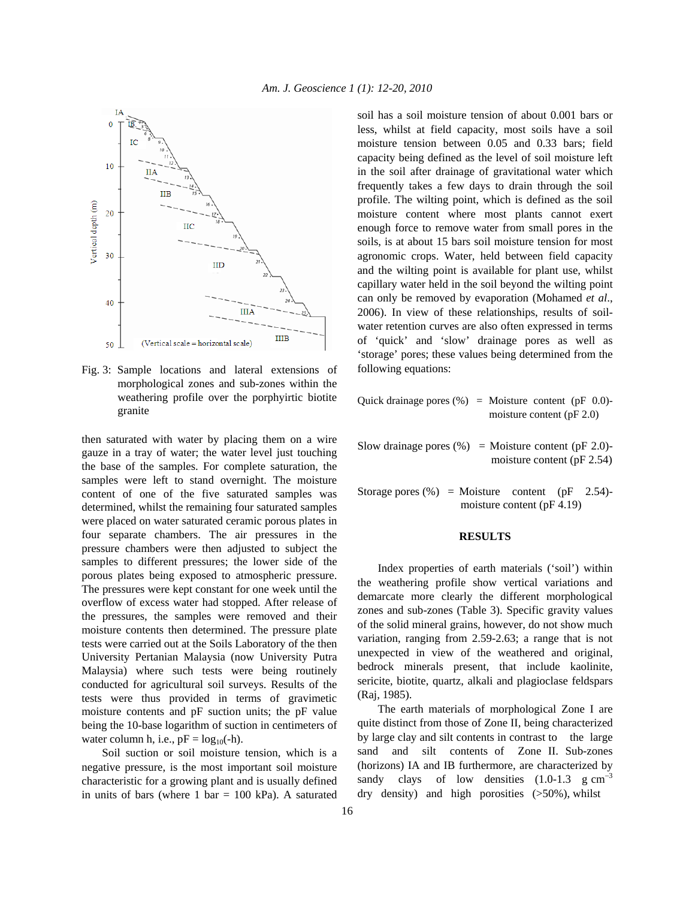Fig. 3: Sample locations and lateral extensions of morphological zones and sub-zones within the weathering profile over the porphyirtic biotite granite

then saturated with water by placing them on a wire gauze in a tray of water; the water level just touching the base of the samples. For complete saturation, the samples were left to stand overnight. The moisture content of one of the five saturated samples was determined, whilst the remaining four saturated samples were placed on water saturated ceramic porous plates in four separate chambers. The air pressures in the pressure chambers were then adjusted to subject the samples to different pressures; the lower side of the porous plates being exposed to atmospheric pressure. The pressures were kept constant for one week until the overflow of excess water had stopped. After release of the pressures, the samples were removed and their moisture contents then determined. The pressure plate tests were carried out at the Soils Laboratory of the then University Pertanian Malaysia (now University Putra Malaysia) where such tests were being routinely conducted for agricultural soil surveys. Results of the tests were thus provided in terms of gravimetic moisture contents and pF suction units; the pF value being the 10-base logarithm of suction in centimeters of water column h, i.e., $pF = \log_{10}(-h)$.

Soil suction or soil moisture tension, which is a negative pressure, is the most important soil moisture characteristic for a growing plant and is usually defined in units of bars (where 1 bar = 100 kPa). A saturated soil has a soil moisture tension of about 0.001 bars or less, whilst at field capacity, most soils have a soil moisture tension between 0.05 and 0.33 bars; field capacity being defined as the level of soil moisture left in the soil after drainage of gravitational water which frequently takes a few days to drain through the soil profile. The wilting point, which is defined as the soil moisture content where most plants cannot exert enough force to remove water from small pores in the soils, is at about 15 bars soil moisture tension for most agronomic crops. Water, held between field capacity and the wilting point is available for plant use, whilst capillary water held in the soil beyond the wilting point can only be removed by evaporation (Mohamed *et al*., 2006). In view of these relationships, results of soil-water retention curves are also often expressed in terms of 'quick' and 'slow' drainage pores as well as 'storage' pores; these values being determined from the following equations:

Quick drainage pores (%) = Moisture content (pF 0.0)-moisture content (pF 2.0)

Slow drainage pores (%) = Moisture content (pF 2.0)-moisture content (pF 2.54)

Storage pores (%) = Moisture content (pF 2.54)-moisture content (pF 4.19)

## RESULTS

Index properties of earth materials ('soil') within the weathering profile show vertical variations and demarcate more clearly the different morphological zones and sub-zones (Table 3). Specific gravity values of the solid mineral grains, however, do not show much variation, ranging from 2.59-2.63; a range that is not unexpected in view of the weathered and original, bedrock minerals present, that include kaolinite, sericite, biotite, quartz, alkali and plagioclase feldspars (Raj, 1985).

The earth materials of morphological Zone I are quite distinct from those of Zone II, being characterized by large clay and silt contents in contrast to the large sand and silt contents of Zone II. Sub-zones (horizons) IA and IB furthermore, are characterized by sandy clays of low densities (1.0-1.3 g $cm^{-3}$ dry density) and high porosities (>50%), whilst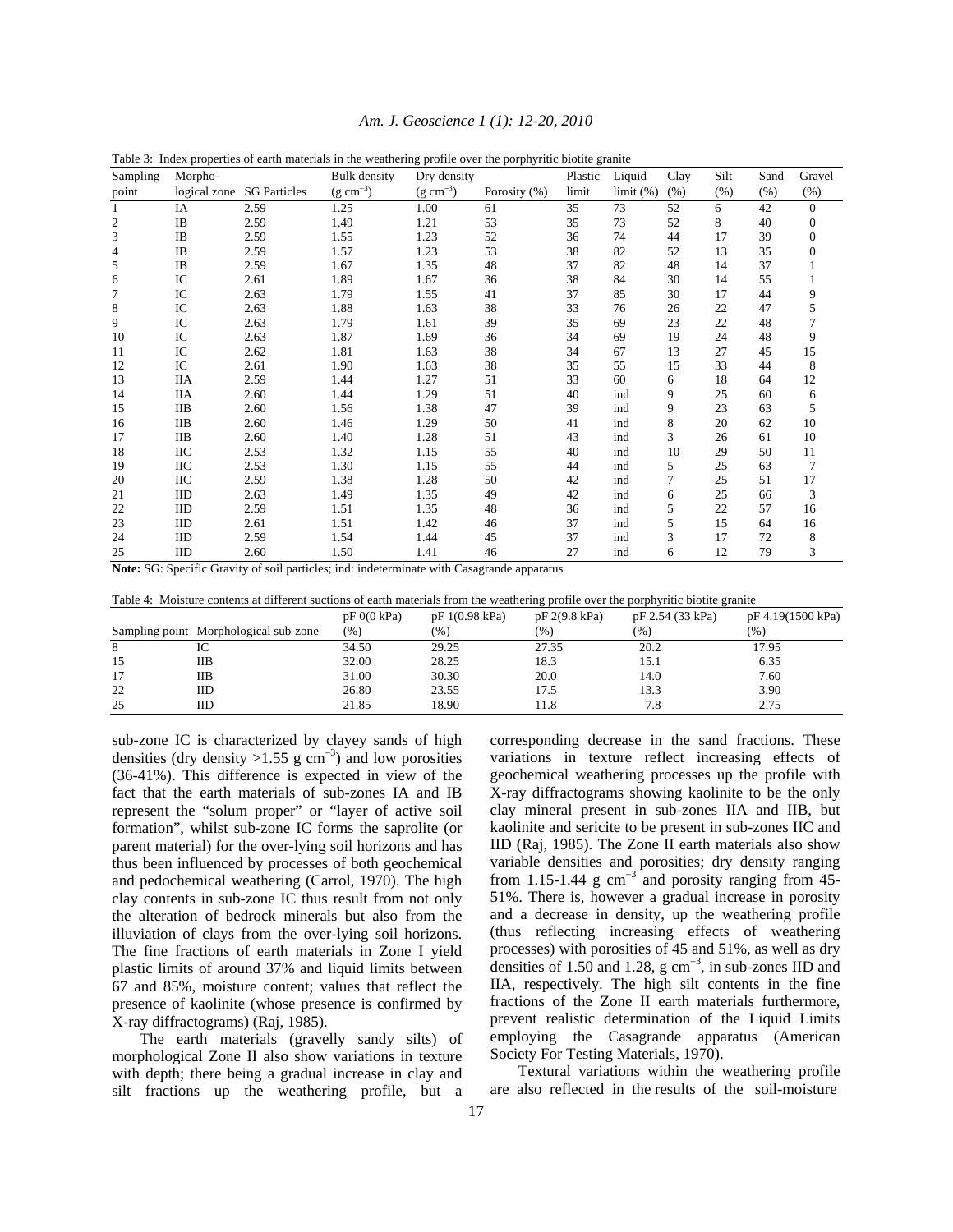Table 3: Index properties of earth materials in the weathering profile over the porphyritic biotite granite

| Sampling point | Morpho-logical zone | SG Particles | Bulk density ($g\ cm^{-3}$) | Dry density ($g\ cm^{-3}$) | Porosity (%) | Plastic limit | Liquid limit (%) | Clay (%) | Silt (%) | Sand (%) | Gravel (%) |
|---|---|---|---|---|---|---|---|---|---|---|---|
| 1 | IA | 2.59 | 1.25 | 1.00 | 61 | 35 | 73 | 52 | 6 | 42 | 0 |
| 2 | IB | 2.59 | 1.49 | 1.21 | 53 | 35 | 73 | 52 | 8 | 40 | 0 |
| 3 | IB | 2.59 | 1.55 | 1.23 | 52 | 36 | 74 | 44 | 17 | 39 | 0 |
| 4 | IB | 2.59 | 1.57 | 1.23 | 53 | 38 | 82 | 52 | 13 | 35 | 0 |
| 5 | IB | 2.59 | 1.67 | 1.35 | 48 | 37 | 82 | 48 | 14 | 37 | 1 |
| 6 | IC | 2.61 | 1.89 | 1.67 | 36 | 38 | 84 | 30 | 14 | 55 | 1 |
| 7 | IC | 2.63 | 1.79 | 1.55 | 41 | 37 | 85 | 30 | 17 | 44 | 9 |
| 8 | IC | 2.63 | 1.88 | 1.63 | 38 | 33 | 76 | 26 | 22 | 47 | 5 |
| 9 | IC | 2.63 | 1.79 | 1.61 | 39 | 35 | 69 | 23 | 22 | 48 | 7 |
| 10 | IC | 2.63 | 1.87 | 1.69 | 36 | 34 | 69 | 19 | 24 | 48 | 9 |
| 11 | IC | 2.62 | 1.81 | 1.63 | 38 | 34 | 67 | 13 | 27 | 45 | 15 |
| 12 | IC | 2.61 | 1.90 | 1.63 | 38 | 35 | 55 | 15 | 33 | 44 | 8 |
| 13 | IIA | 2.59 | 1.44 | 1.27 | 51 | 33 | 60 | 6 | 18 | 64 | 12 |
| 14 | IIA | 2.60 | 1.44 | 1.29 | 51 | 40 | ind | 9 | 25 | 60 | 6 |
| 15 | IIB | 2.60 | 1.56 | 1.38 | 47 | 39 | ind | 9 | 23 | 63 | 5 |
| 16 | IIB | 2.60 | 1.46 | 1.29 | 50 | 41 | ind | 8 | 20 | 62 | 10 |
| 17 | IIB | 2.60 | 1.40 | 1.28 | 51 | 43 | ind | 3 | 26 | 61 | 10 |
| 18 | IIC | 2.53 | 1.32 | 1.15 | 55 | 40 | ind | 10 | 29 | 50 | 11 |
| 19 | IIC | 2.53 | 1.30 | 1.15 | 55 | 44 | ind | 5 | 25 | 63 | 7 |
| 20 | IIC | 2.59 | 1.38 | 1.28 | 50 | 42 | ind | 7 | 25 | 51 | 17 |
| 21 | IID | 2.63 | 1.49 | 1.35 | 49 | 42 | ind | 6 | 25 | 66 | 3 |
| 22 | IID | 2.59 | 1.51 | 1.35 | 48 | 36 | ind | 5 | 22 | 57 | 16 |
| 23 | IID | 2.61 | 1.51 | 1.42 | 46 | 37 | ind | 5 | 15 | 64 | 16 |
| 24 | IID | 2.59 | 1.54 | 1.44 | 45 | 37 | ind | 3 | 17 | 72 | 8 |
| 25 | IID | 2.60 | 1.50 | 1.41 | 46 | 27 | ind | 6 | 12 | 79 | 3 |

**Note:** SG: Specific Gravity of soil particles; ind: indeterminate with Casagrande apparatus

Table 4: Moisture contents at different suctions of earth materials from the weathering profile over the porphyritic biotite granite

| Sampling point | Morphological sub-zone | pF 0(0 kPa) (%) | pF 1(0.98 kPa) (%) | pF 2(9.8 kPa) (%) | pF 2.54 (33 kPa) (%) | pF 4.19(1500 kPa) (%) |
|---|---|---|---|---|---|---|
| 8 | IC | 34.50 | 29.25 | 27.35 | 20.2 | 17.95 |
| 15 | IIB | 32.00 | 28.25 | 18.3 | 15.1 | 6.35 |
| 17 | IIB | 31.00 | 30.30 | 20.0 | 14.0 | 7.60 |
| 22 | IID | 26.80 | 23.55 | 17.5 | 13.3 | 3.90 |
| 25 | IID | 21.85 | 18.90 | 11.8 | 7.8 | 2.75 |

sub-zone IC is characterized by clayey sands of high densities (dry density >1.55 $g\ cm^{-3}$) and low porosities (36-41%). This difference is expected in view of the fact that the earth materials of sub-zones IA and IB represent the "solum proper" or "layer of active soil formation", whilst sub-zone IC forms the saprolite (or parent material) for the over-lying soil horizons and has thus been influenced by processes of both geochemical and pedochemical weathering (Carrol, 1970). The high clay contents in sub-zone IC thus result from not only the alteration of bedrock minerals but also from the illuviation of clays from the over-lying soil horizons. The fine fractions of earth materials in Zone I yield plastic limits of around 37% and liquid limits between 67 and 85%, moisture content; values that reflect the presence of kaolinite (whose presence is confirmed by X-ray diffractograms) (Raj, 1985).

The earth materials (gravelly sandy silts) of morphological Zone II also show variations in texture with depth; there being a gradual increase in clay and silt fractions up the weathering profile, but a corresponding decrease in the sand fractions. These variations in texture reflect increasing effects of geochemical weathering processes up the profile with X-ray diffractograms showing kaolinite to be the only clay mineral present in sub-zones IIA and IIB, but kaolinite and sericite to be present in sub-zones IIC and IID (Raj, 1985). The Zone II earth materials also show variable densities and porosities; dry density ranging from 1.15-1.44 $g\ cm^{-3}$ and porosity ranging from 45-51%. There is, however a gradual increase in porosity and a decrease in density, up the weathering profile (thus reflecting increasing effects of weathering processes) with porosities of 45 and 51%, as well as dry densities of 1.50 and 1.28, $g\ cm^{-3}$, in sub-zones IID and IIA, respectively. The high silt contents in the fine fractions of the Zone II earth materials furthermore, prevent realistic determination of the Liquid Limits employing the Casagrande apparatus (American Society For Testing Materials, 1970).

Textural variations within the weathering profile are also reflected in the results of the soil-moisture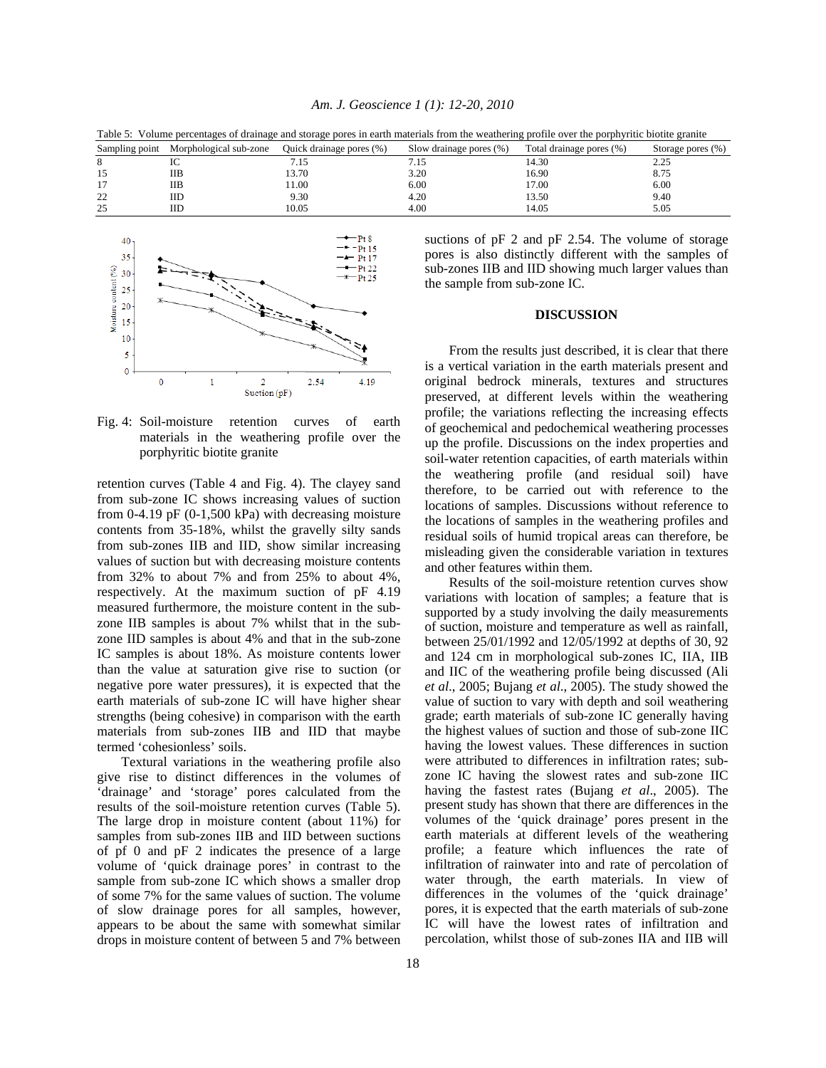Table 5: Volume percentages of drainage and storage pores in earth materials from the weathering profile over the porphyritic biotite granite

| Sampling point | Morphological sub-zone | Quick drainage pores (%) | Slow drainage pores (%) | Total drainage pores (%) | Storage pores (%) |
|---|---|---|---|---|---|
| 8 | IC | 7.15 | 7.15 | 14.30 | 2.25 |
| 15 | IIB | 13.70 | 3.20 | 16.90 | 8.75 |
| 17 | IIB | 11.00 | 6.00 | 17.00 | 6.00 |
| 22 | IID | 9.30 | 4.20 | 13.50 | 9.40 |
| 25 | IID | 10.05 | 4.00 | 14.05 | 5.05 |

Fig. 4: Soil-moisture retention curves of earth materials in the weathering profile over the porphyritic biotite granite

retention curves (Table 4 and Fig. 4). The clayey sand from sub-zone IC shows increasing values of suction from 0-4.19 pF (0-1,500 kPa) with decreasing moisture contents from 35-18%, whilst the gravelly silty sands from sub-zones IIB and IID, show similar increasing values of suction but with decreasing moisture contents from 32% to about 7% and from 25% to about 4%, respectively. At the maximum suction of pF 4.19 measured furthermore, the moisture content in the sub-zone IIB samples is about 7% whilst that in the sub-zone IID samples is about 4% and that in the sub-zone IC samples is about 18%. As moisture contents lower than the value at saturation give rise to suction (or negative pore water pressures), it is expected that the earth materials of sub-zone IC will have higher shear strengths (being cohesive) in comparison with the earth materials from sub-zones IIB and IID that maybe termed 'cohesionless' soils.

Textural variations in the weathering profile also give rise to distinct differences in the volumes of 'drainage' and 'storage' pores calculated from the results of the soil-moisture retention curves (Table 5). The large drop in moisture content (about 11%) for samples from sub-zones IIB and IID between suctions of pf 0 and pF 2 indicates the presence of a large volume of 'quick drainage pores' in contrast to the sample from sub-zone IC which shows a smaller drop of some 7% for the same values of suction. The volume of slow drainage pores for all samples, however, appears to be about the same with somewhat similar drops in moisture content of between 5 and 7% between suctions of pF 2 and pF 2.54. The volume of storage pores is also distinctly different with the samples of sub-zones IIB and IID showing much larger values than the sample from sub-zone IC.

## DISCUSSION

From the results just described, it is clear that there is a vertical variation in the earth materials present and original bedrock minerals, textures and structures preserved, at different levels within the weathering profile; the variations reflecting the increasing effects of geochemical and pedochemical weathering processes up the profile. Discussions on the index properties and soil-water retention capacities, of earth materials within the weathering profile (and residual soil) have therefore, to be carried out with reference to the locations of samples. Discussions without reference to the locations of samples in the weathering profiles and residual soils of humid tropical areas can therefore, be misleading given the considerable variation in textures and other features within them.

Results of the soil-moisture retention curves show variations with location of samples; a feature that is supported by a study involving the daily measurements of suction, moisture and temperature as well as rainfall, between 25/01/1992 and 12/05/1992 at depths of 30, 92 and 124 cm in morphological sub-zones IC, IIA, IIB and IIC of the weathering profile being discussed (Ali *et al*., 2005; Bujang *et al*., 2005). The study showed the value of suction to vary with depth and soil weathering grade; earth materials of sub-zone IC generally having the highest values of suction and those of sub-zone IIC having the lowest values. These differences in suction were attributed to differences in infiltration rates; sub-zone IC having the slowest rates and sub-zone IIC having the fastest rates (Bujang *et al*., 2005). The present study has shown that there are differences in the volumes of the 'quick drainage' pores present in the earth materials at different levels of the weathering profile; a feature which influences the rate of infiltration of rainwater into and rate of percolation of water through, the earth materials. In view of differences in the volumes of the 'quick drainage' pores, it is expected that the earth materials of sub-zone IC will have the lowest rates of infiltration and percolation, whilst those of sub-zones IIA and IIB will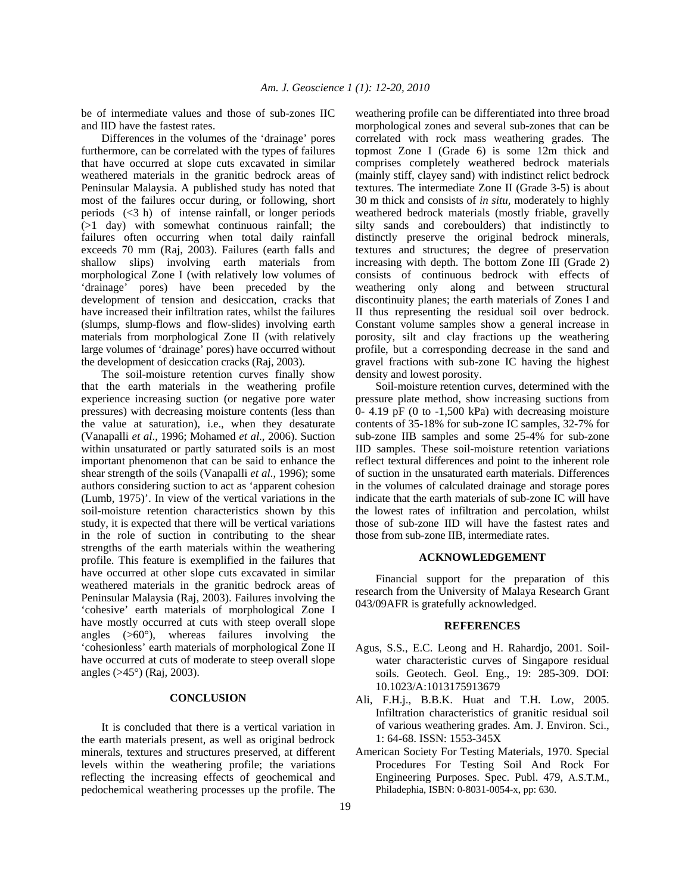be of intermediate values and those of sub-zones IIC and IID have the fastest rates.

Differences in the volumes of the 'drainage' pores furthermore, can be correlated with the types of failures that have occurred at slope cuts excavated in similar weathered materials in the granitic bedrock areas of Peninsular Malaysia. A published study has noted that most of the failures occur during, or following, short periods (<3 h) of intense rainfall, or longer periods (>1 day) with somewhat continuous rainfall; the failures often occurring when total daily rainfall exceeds 70 mm (Raj, 2003). Failures (earth falls and shallow slips) involving earth materials from morphological Zone I (with relatively low volumes of 'drainage' pores) have been preceded by the development of tension and desiccation, cracks that have increased their infiltration rates, whilst the failures (slumps, slump-flows and flow-slides) involving earth materials from morphological Zone II (with relatively large volumes of 'drainage' pores) have occurred without the development of desiccation cracks (Raj, 2003).

The soil-moisture retention curves finally show that the earth materials in the weathering profile experience increasing suction (or negative pore water pressures) with decreasing moisture contents (less than the value at saturation), i.e., when they desaturate (Vanapalli *et al*., 1996; Mohamed *et al*., 2006). Suction within unsaturated or partly saturated soils is an most important phenomenon that can be said to enhance the shear strength of the soils (Vanapalli *et al*., 1996); some authors considering suction to act as 'apparent cohesion (Lumb, 1975)'. In view of the vertical variations in the soil-moisture retention characteristics shown by this study, it is expected that there will be vertical variations in the role of suction in contributing to the shear strengths of the earth materials within the weathering profile. This feature is exemplified in the failures that have occurred at other slope cuts excavated in similar weathered materials in the granitic bedrock areas of Peninsular Malaysia (Raj, 2003). Failures involving the 'cohesive' earth materials of morphological Zone I have mostly occurred at cuts with steep overall slope angles (>60°), whereas failures involving the 'cohesionless' earth materials of morphological Zone II have occurred at cuts of moderate to steep overall slope angles (>45°) (Raj, 2003).

## CONCLUSION

It is concluded that there is a vertical variation in the earth materials present, as well as original bedrock minerals, textures and structures preserved, at different levels within the weathering profile; the variations reflecting the increasing effects of geochemical and pedochemical weathering processes up the profile. The weathering profile can be differentiated into three broad morphological zones and several sub-zones that can be correlated with rock mass weathering grades. The topmost Zone I (Grade 6) is some 12m thick and comprises completely weathered bedrock materials (mainly stiff, clayey sand) with indistinct relict bedrock textures. The intermediate Zone II (Grade 3-5) is about 30 m thick and consists of *in situ*, moderately to highly weathered bedrock materials (mostly friable, gravelly silty sands and coreboulders) that indistinctly to distinctly preserve the original bedrock minerals, textures and structures; the degree of preservation increasing with depth. The bottom Zone III (Grade 2) consists of continuous bedrock with effects of weathering only along and between structural discontinuity planes; the earth materials of Zones I and II thus representing the residual soil over bedrock. Constant volume samples show a general increase in porosity, silt and clay fractions up the weathering profile, but a corresponding decrease in the sand and gravel fractions with sub-zone IC having the highest density and lowest porosity.

Soil-moisture retention curves, determined with the pressure plate method, show increasing suctions from 0- 4.19 pF (0 to -1,500 kPa) with decreasing moisture contents of 35-18% for sub-zone IC samples, 32-7% for sub-zone IIB samples and some 25-4% for sub-zone IID samples. These soil-moisture retention variations reflect textural differences and point to the inherent role of suction in the unsaturated earth materials. Differences in the volumes of calculated drainage and storage pores indicate that the earth materials of sub-zone IC will have the lowest rates of infiltration and percolation, whilst those of sub-zone IID will have the fastest rates and those from sub-zone IIB, intermediate rates.

## ACKNOWLEDGEMENT

Financial support for the preparation of this research from the University of Malaya Research Grant 043/09AFR is gratefully acknowledged.

## REFERENCES

Agus, S.S., E.C. Leong and H. Rahardjo, 2001. Soil-water characteristic curves of Singapore residual soils. Geotech. Geol. Eng., 19: 285-309. DOI: 10.1023/A:1013175913679

Ali, F.H.j., B.B.K. Huat and T.H. Low, 2005. Infiltration characteristics of granitic residual soil of various weathering grades. Am. J. Environ. Sci., 1: 64-68. ISSN: 1553-345X

American Society For Testing Materials, 1970. Special Procedures For Testing Soil And Rock For Engineering Purposes. Spec. Publ. 479, A.S.T.M., Philadephia, ISBN: 0-8031-0054-x, pp: 630.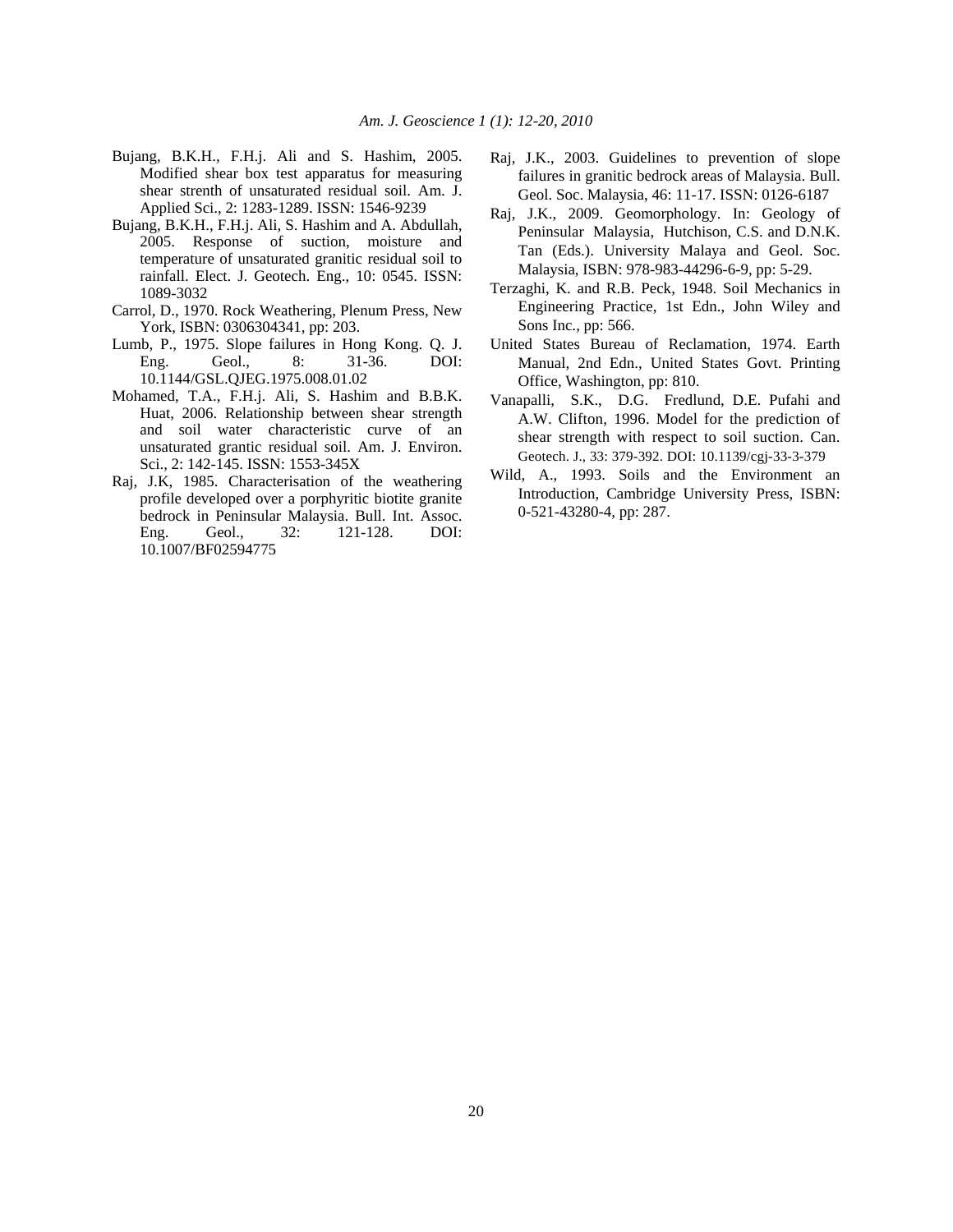Bujang, B.K.H., F.H.j. Ali and S. Hashim, 2005. Modified shear box test apparatus for measuring shear strenth of unsaturated residual soil. Am. J. Applied Sci., 2: 1283-1289. ISSN: 1546-9239

Bujang, B.K.H., F.H.j. Ali, S. Hashim and A. Abdullah, 2005. Response of suction, moisture and temperature of unsaturated granitic residual soil to rainfall. Elect. J. Geotech. Eng., 10: 0545. ISSN: 1089-3032

Carrol, D., 1970. Rock Weathering, Plenum Press, New York, ISBN: 0306304341, pp: 203.

Lumb, P., 1975. Slope failures in Hong Kong. Q. J. Eng. Geol., 8: 31-36. DOI: 10.1144/GSL.QJEG.1975.008.01.02

Mohamed, T.A., F.H.j. Ali, S. Hashim and B.B.K. Huat, 2006. Relationship between shear strength and soil water characteristic curve of an unsaturated grantic residual soil. Am. J. Environ. Sci., 2: 142-145. ISSN: 1553-345X

Raj, J.K, 1985. Characterisation of the weathering profile developed over a porphyritic biotite granite bedrock in Peninsular Malaysia. Bull. Int. Assoc. Eng. Geol., 32: 121-128. DOI: 10.1007/BF02594775

Raj, J.K., 2003. Guidelines to prevention of slope failures in granitic bedrock areas of Malaysia. Bull. Geol. Soc. Malaysia, 46: 11-17. ISSN: 0126-6187

Raj, J.K., 2009. Geomorphology. In: Geology of Peninsular Malaysia, Hutchison, C.S. and D.N.K. Tan (Eds.). University Malaya and Geol. Soc. Malaysia, ISBN: 978-983-44296-6-9, pp: 5-29.

Terzaghi, K. and R.B. Peck, 1948. Soil Mechanics in Engineering Practice, 1st Edn., John Wiley and Sons Inc., pp: 566.

United States Bureau of Reclamation, 1974. Earth Manual, 2nd Edn., United States Govt. Printing Office, Washington, pp: 810.

Vanapalli, S.K., D.G. Fredlund, D.E. Pufahi and A.W. Clifton, 1996. Model for the prediction of shear strength with respect to soil suction. Can. Geotech. J., 33: 379-392. DOI: 10.1139/cgj-33-3-379

Wild, A., 1993. Soils and the Environment an Introduction, Cambridge University Press, ISBN: 0-521-43280-4, pp: 287.